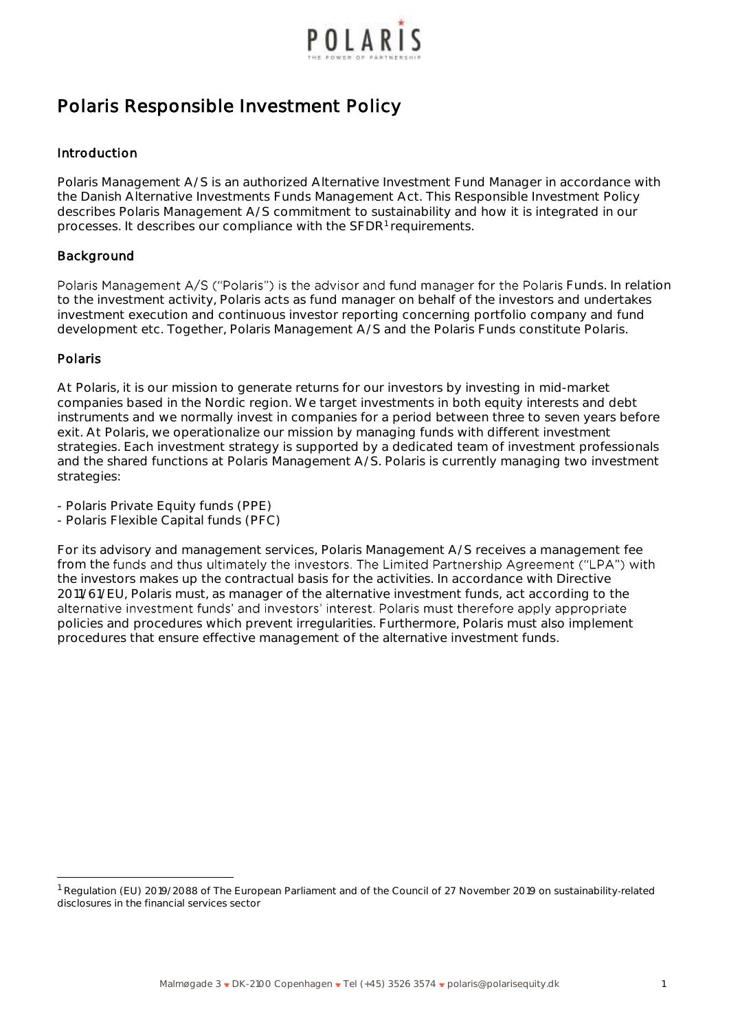# Polaris Responsible Investment Policy

## Introduction

Polaris Management A/S is an authorized Alternative Investment Fund Manager in accordance with the Danish Alternative Investments Funds Management Act. This Responsible Investment Policy describes Polaris Management A/S commitment to sustainability and how it is integrated in our processes. It describes our compliance with the SFDR[1] requirements.

## Background

Polaris Management A/S ("Polaris") is the advisor and fund manager for the Polaris Funds. In relation to the investment activity, Polaris acts as fund manager on behalf of the investors and undertakes investment execution and continuous investor reporting concerning portfolio company and fund development etc. Together, Polaris Management A/S and the Polaris Funds constitute Polaris.

## Polaris

At Polaris, it is our mission to generate returns for our investors by investing in mid-market companies based in the Nordic region. We target investments in both equity interests and debt instruments and we normally invest in companies for a period between three to seven years before exit. At Polaris, we operationalize our mission by managing funds with different investment strategies. Each investment strategy is supported by a dedicated team of investment professionals and the shared functions at Polaris Management A/S. Polaris is currently managing two investment strategies:

- Polaris Private Equity funds (PPE)
- Polaris Flexible Capital funds (PFC)

For its advisory and management services, Polaris Management A/S receives a management fee from the funds and thus ultimately the investors. The Limited Partnership Agreement ("LPA") with the investors makes up the contractual basis for the activities. In accordance with Directive 2011/61/EU, Polaris must, as manager of the alternative investment funds, act according to the alternative investment funds' and investors' interest. Polaris must therefore apply appropriate policies and procedures which prevent irregularities. Furthermore, Polaris must also implement procedures that ensure effective management of the alternative investment funds.

---

[1] Regulation (EU) 2019/2088 of The European Parliament and of the Council of 27 November 2019 on sustainability-related disclosures in the financial services sector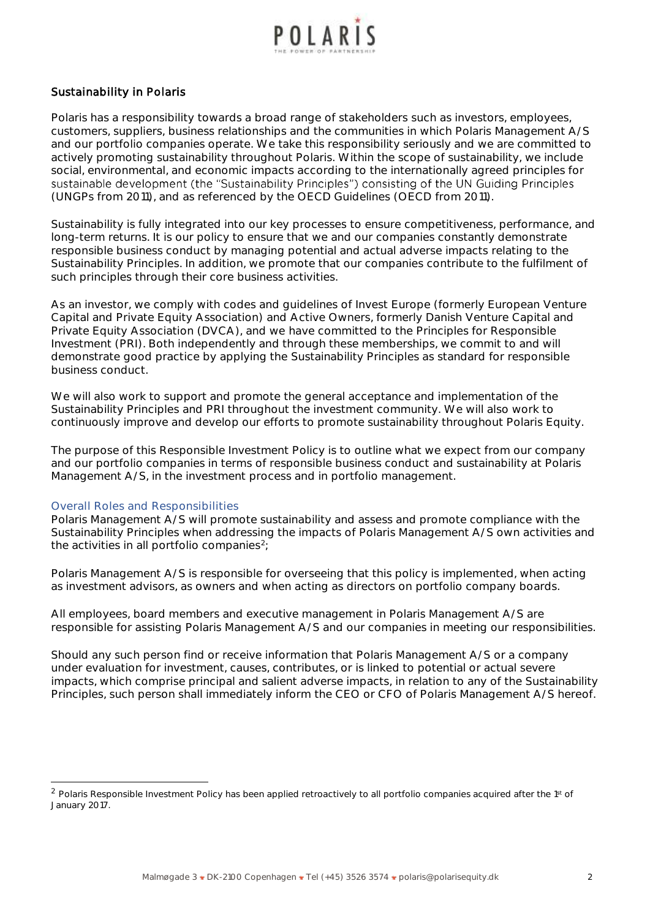## Sustainability in Polaris

Polaris has a responsibility towards a broad range of stakeholders such as investors, employees, customers, suppliers, business relationships and the communities in which Polaris Management A/S and our portfolio companies operate. We take this responsibility seriously and we are committed to actively promoting sustainability throughout Polaris. Within the scope of sustainability, we include social, environmental, and economic impacts according to the internationally agreed principles for sustainable development (the "Sustainability Principles") consisting of the UN Guiding Principles (UNGPs from 2011), and as referenced by the OECD Guidelines (OECD from 2011).

Sustainability is fully integrated into our key processes to ensure competitiveness, performance, and long-term returns. It is our policy to ensure that we and our companies constantly demonstrate responsible business conduct by managing potential and actual adverse impacts relating to the Sustainability Principles. In addition, we promote that our companies contribute to the fulfilment of such principles through their core business activities.

As an investor, we comply with codes and guidelines of Invest Europe (formerly European Venture Capital and Private Equity Association) and Active Owners, formerly Danish Venture Capital and Private Equity Association (DVCA), and we have committed to the Principles for Responsible Investment (PRI). Both independently and through these memberships, we commit to and will demonstrate good practice by applying the Sustainability Principles as standard for responsible business conduct.

We will also work to support and promote the general acceptance and implementation of the Sustainability Principles and PRI throughout the investment community. We will also work to continuously improve and develop our efforts to promote sustainability throughout Polaris Equity.

The purpose of this Responsible Investment Policy is to outline what we expect from our company and our portfolio companies in terms of responsible business conduct and sustainability at Polaris Management A/S, in the investment process and in portfolio management.

### Overall Roles and Responsibilities

Polaris Management A/S will promote sustainability and assess and promote compliance with the Sustainability Principles when addressing the impacts of Polaris Management A/S own activities and the activities in all portfolio companies[2];

Polaris Management A/S is responsible for overseeing that this policy is implemented, when acting as investment advisors, as owners and when acting as directors on portfolio company boards.

All employees, board members and executive management in Polaris Management A/S are responsible for assisting Polaris Management A/S and our companies in meeting our responsibilities.

Should any such person find or receive information that Polaris Management A/S or a company under evaluation for investment, causes, contributes, or is linked to potential or actual severe impacts, which comprise principal and salient adverse impacts, in relation to any of the Sustainability Principles, such person shall immediately inform the CEO or CFO of Polaris Management A/S hereof.

---

[2] Polaris Responsible Investment Policy has been applied retroactively to all portfolio companies acquired after the 1st of January 2017.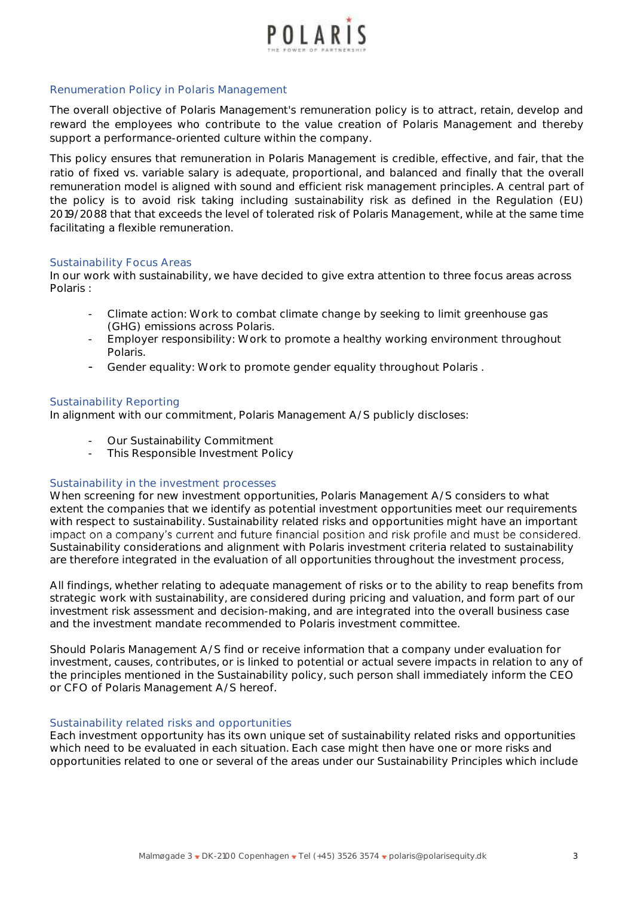## Renumeration Policy in Polaris Management

The overall objective of Polaris Management's remuneration policy is to attract, retain, develop and reward the employees who contribute to the value creation of Polaris Management and thereby support a performance-oriented culture within the company.

This policy ensures that remuneration in Polaris Management is credible, effective, and fair, that the ratio of fixed vs. variable salary is adequate, proportional, and balanced and finally that the overall remuneration model is aligned with sound and efficient risk management principles. A central part of the policy is to avoid risk taking including sustainability risk as defined in the Regulation (EU) 2019/2088 that that exceeds the level of tolerated risk of Polaris Management, while at the same time facilitating a flexible remuneration.

## Sustainability Focus Areas

In our work with sustainability, we have decided to give extra attention to three focus areas across Polaris :

- Climate action: Work to combat climate change by seeking to limit greenhouse gas (GHG) emissions across Polaris.
- Employer responsibility: Work to promote a healthy working environment throughout Polaris.
- Gender equality: Work to promote gender equality throughout Polaris .

## Sustainability Reporting

In alignment with our commitment, Polaris Management A/S publicly discloses:

- Our Sustainability Commitment
- This Responsible Investment Policy

## Sustainability in the investment processes

When screening for new investment opportunities, Polaris Management A/S considers to what extent the companies that we identify as potential investment opportunities meet our requirements with respect to sustainability. Sustainability related risks and opportunities might have an important impact on a company's current and future financial position and risk profile and must be considered. Sustainability considerations and alignment with Polaris investment criteria related to sustainability are therefore integrated in the evaluation of all opportunities throughout the investment process,

All findings, whether relating to adequate management of risks or to the ability to reap benefits from strategic work with sustainability, are considered during pricing and valuation, and form part of our investment risk assessment and decision-making, and are integrated into the overall business case and the investment mandate recommended to Polaris investment committee.

Should Polaris Management A/S find or receive information that a company under evaluation for investment, causes, contributes, or is linked to potential or actual severe impacts in relation to any of the principles mentioned in the Sustainability policy, such person shall immediately inform the CEO or CFO of Polaris Management A/S hereof.

## Sustainability related risks and opportunities

Each investment opportunity has its own unique set of sustainability related risks and opportunities which need to be evaluated in each situation. Each case might then have one or more risks and opportunities related to one or several of the areas under our Sustainability Principles which include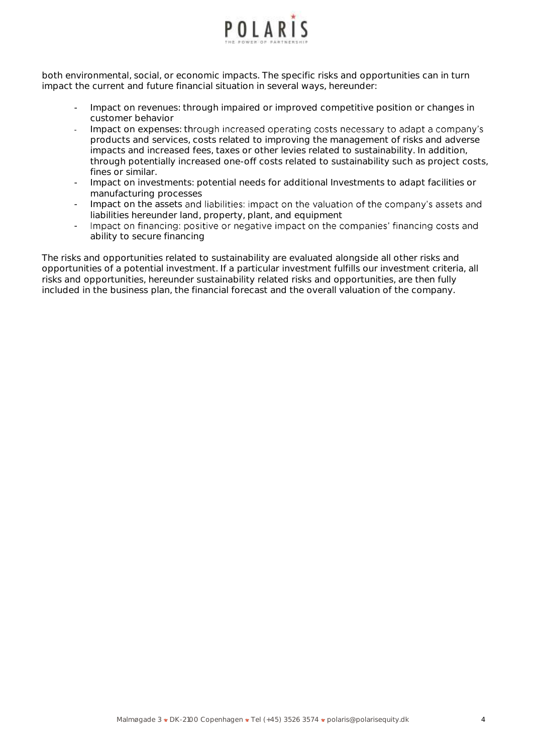both environmental, social, or economic impacts. The specific risks and opportunities can in turn impact the current and future financial situation in several ways, hereunder:

- Impact on revenues: through impaired or improved competitive position or changes in customer behavior
- Impact on expenses: through increased operating costs necessary to adapt a company's products and services, costs related to improving the management of risks and adverse impacts and increased fees, taxes or other levies related to sustainability. In addition, through potentially increased one-off costs related to sustainability such as project costs, fines or similar.
- Impact on investments: potential needs for additional Investments to adapt facilities or manufacturing processes
- Impact on the assets and liabilities: impact on the valuation of the company's assets and liabilities hereunder land, property, plant, and equipment
- Impact on financing: positive or negative impact on the companies' financing costs and ability to secure financing

The risks and opportunities related to sustainability are evaluated alongside all other risks and opportunities of a potential investment. If a particular investment fulfills our investment criteria, all risks and opportunities, hereunder sustainability related risks and opportunities, are then fully included in the business plan, the financial forecast and the overall valuation of the company.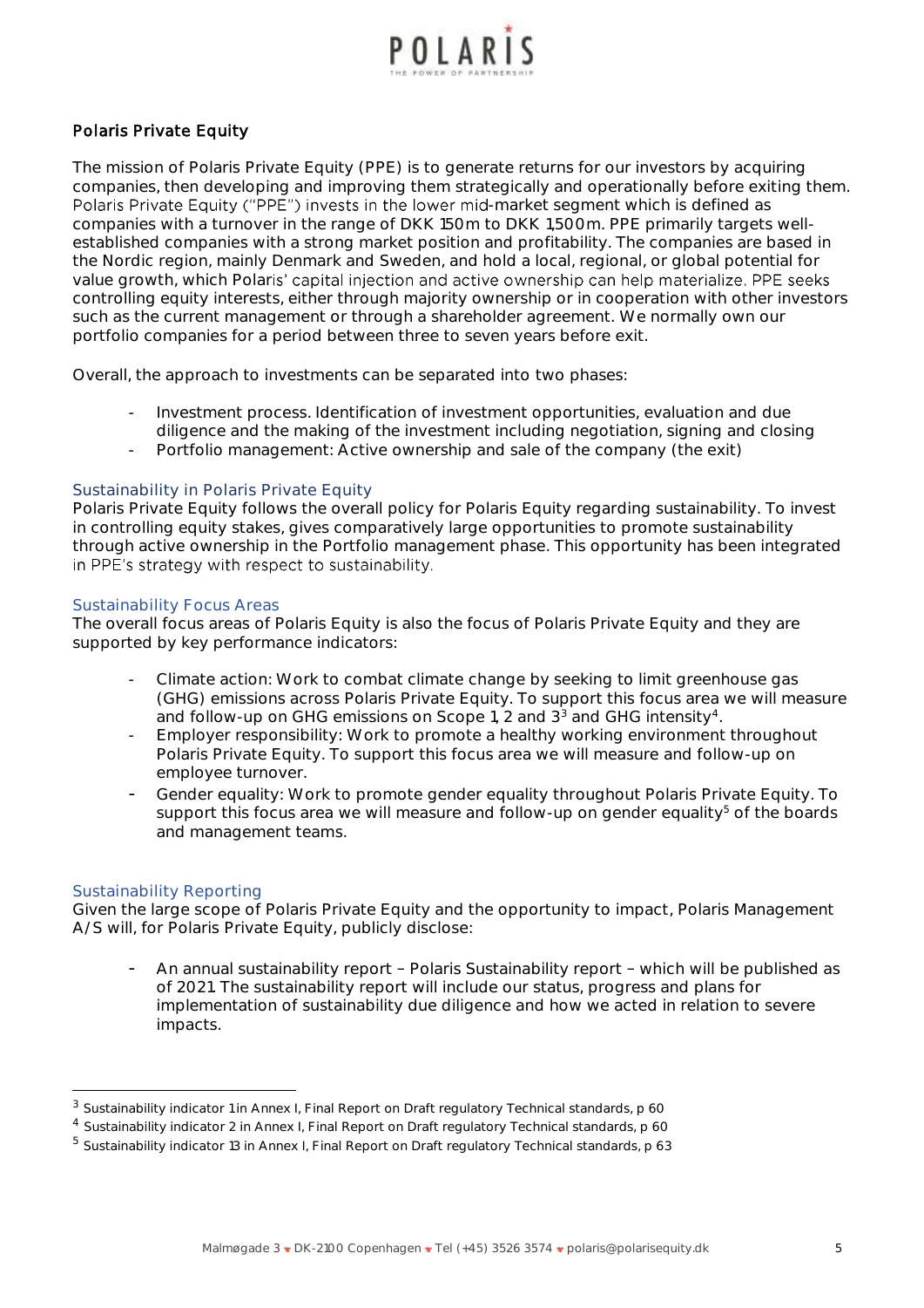## Polaris Private Equity

The mission of Polaris Private Equity (PPE) is to generate returns for our investors by acquiring companies, then developing and improving them strategically and operationally before exiting them. Polaris Private Equity ("PPE") invests in the lower mid-market segment which is defined as companies with a turnover in the range of DKK 150m to DKK 1,500m. PPE primarily targets well-established companies with a strong market position and profitability. The companies are based in the Nordic region, mainly Denmark and Sweden, and hold a local, regional, or global potential for value growth, which Polaris' capital injection and active ownership can help materialize. PPE seeks controlling equity interests, either through majority ownership or in cooperation with other investors such as the current management or through a shareholder agreement. We normally own our portfolio companies for a period between three to seven years before exit.

Overall, the approach to investments can be separated into two phases:

- Investment process. Identification of investment opportunities, evaluation and due diligence and the making of the investment including negotiation, signing and closing
- Portfolio management: Active ownership and sale of the company (the exit)

### Sustainability in Polaris Private Equity

Polaris Private Equity follows the overall policy for Polaris Equity regarding sustainability. To invest in controlling equity stakes, gives comparatively large opportunities to promote sustainability through active ownership in the Portfolio management phase. This opportunity has been integrated in PPE's strategy with respect to sustainability.

### Sustainability Focus Areas

The overall focus areas of Polaris Equity is also the focus of Polaris Private Equity and they are supported by key performance indicators:

- Climate action: Work to combat climate change by seeking to limit greenhouse gas (GHG) emissions across Polaris Private Equity. To support this focus area we will measure and follow-up on GHG emissions on Scope 1, 2 and 3[3] and GHG intensity[4].
- Employer responsibility: Work to promote a healthy working environment throughout Polaris Private Equity. To support this focus area we will measure and follow-up on employee turnover.
- Gender equality: Work to promote gender equality throughout Polaris Private Equity. To support this focus area we will measure and follow-up on gender equality[5] of the boards and management teams.

### Sustainability Reporting

Given the large scope of Polaris Private Equity and the opportunity to impact, Polaris Management A/S will, for Polaris Private Equity, publicly disclose:

- An annual sustainability report – Polaris Sustainability report – which will be published as of 2021. The sustainability report will include our status, progress and plans for implementation of sustainability due diligence and how we acted in relation to severe impacts.

---

[3] Sustainability indicator 1 in Annex I, Final Report on Draft regulatory Technical standards, p 60

[4] Sustainability indicator 2 in Annex I, Final Report on Draft regulatory Technical standards, p 60

[5] Sustainability indicator 13 in Annex I, Final Report on Draft regulatory Technical standards, p 63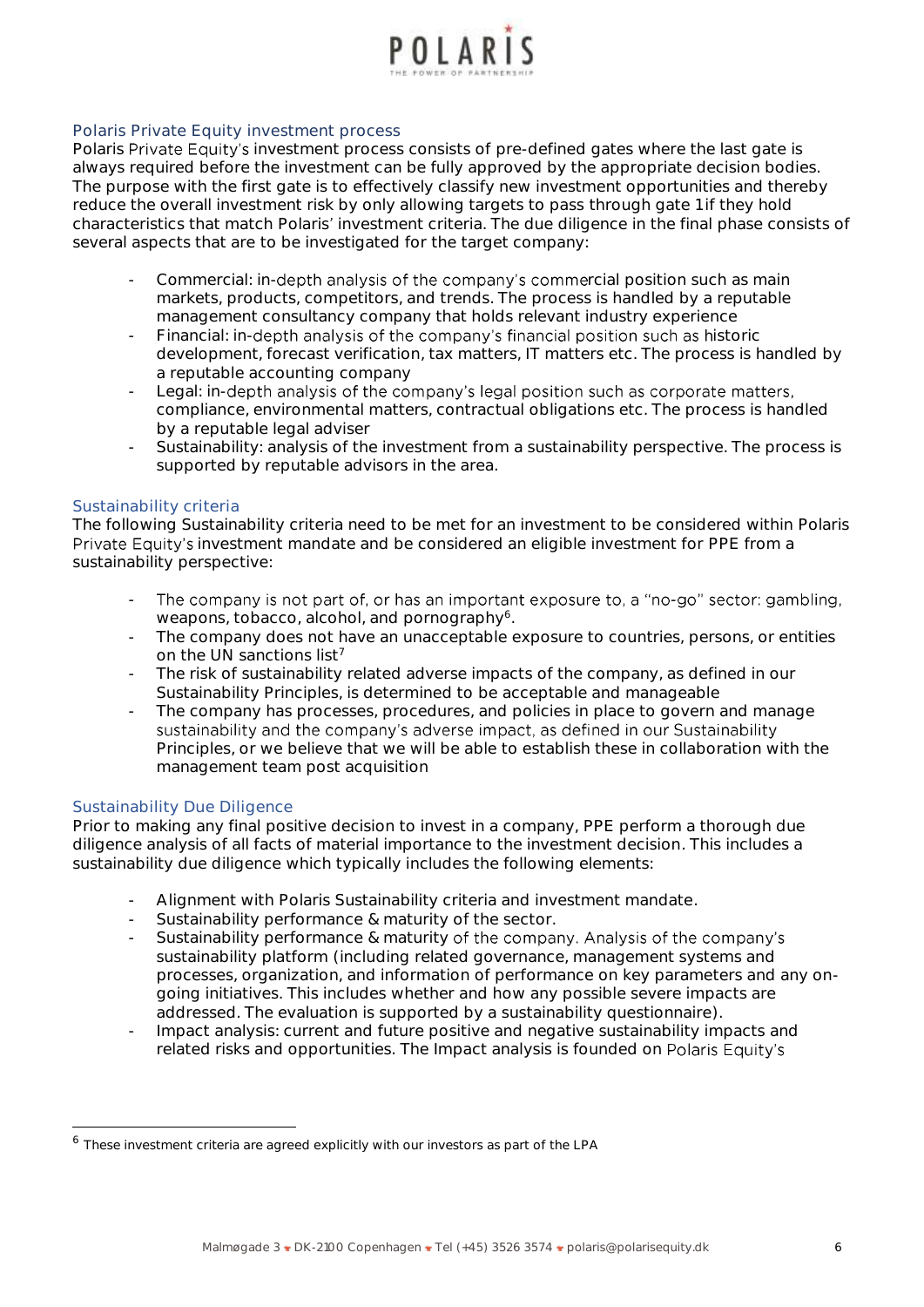## Polaris Private Equity investment process

Polaris Private Equity's investment process consists of pre-defined gates where the last gate is always required before the investment can be fully approved by the appropriate decision bodies. The purpose with the first gate is to effectively classify new investment opportunities and thereby reduce the overall investment risk by only allowing targets to pass through gate 1 if they hold characteristics that match Polaris' investment criteria. The due diligence in the final phase consists of several aspects that are to be investigated for the target company:

- Commercial: in-depth analysis of the company's commercial position such as main markets, products, competitors, and trends. The process is handled by a reputable management consultancy company that holds relevant industry experience
- Financial: in-depth analysis of the company's financial position such as historic development, forecast verification, tax matters, IT matters etc. The process is handled by a reputable accounting company
- Legal: in-depth analysis of the company's legal position such as corporate matters, compliance, environmental matters, contractual obligations etc. The process is handled by a reputable legal adviser
- Sustainability: analysis of the investment from a sustainability perspective. The process is supported by reputable advisors in the area.

## Sustainability criteria

The following Sustainability criteria need to be met for an investment to be considered within Polaris Private Equity's investment mandate and be considered an eligible investment for PPE from a sustainability perspective:

- The company is not part of, or has an important exposure to, a "no-go" sector: gambling, weapons, tobacco, alcohol, and pornography[6].
- The company does not have an unacceptable exposure to countries, persons, or entities on the UN sanctions list[7]
- The risk of sustainability related adverse impacts of the company, as defined in our Sustainability Principles, is determined to be acceptable and manageable
- The company has processes, procedures, and policies in place to govern and manage sustainability and the company's adverse impact, as defined in our Sustainability Principles, or we believe that we will be able to establish these in collaboration with the management team post acquisition

## Sustainability Due Diligence

Prior to making any final positive decision to invest in a company, PPE perform a thorough due diligence analysis of all facts of material importance to the investment decision. This includes a sustainability due diligence which typically includes the following elements:

- Alignment with Polaris Sustainability criteria and investment mandate.
- Sustainability performance & maturity of the sector.
- Sustainability performance & maturity of the company. Analysis of the company's sustainability platform (including related governance, management systems and processes, organization, and information of performance on key parameters and any on-going initiatives. This includes whether and how any possible severe impacts are addressed. The evaluation is supported by a sustainability questionnaire).
- Impact analysis: current and future positive and negative sustainability impacts and related risks and opportunities. The Impact analysis is founded on Polaris Equity's

---

[6] These investment criteria are agreed explicitly with our investors as part of the LPA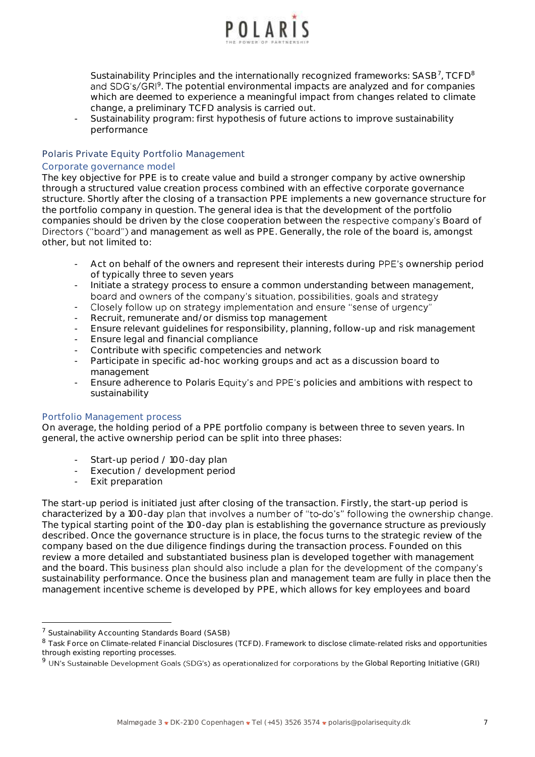- Sustainability Principles and the internationally recognized frameworks: SASB[7], TCFD[8] and SDG's/GRI[9]. The potential environmental impacts are analyzed and for companies which are deemed to experience a meaningful impact from changes related to climate change, a preliminary TCFD analysis is carried out.
- Sustainability program: first hypothesis of future actions to improve sustainability performance

## Polaris Private Equity Portfolio Management

### Corporate governance model

The key objective for PPE is to create value and build a stronger company by active ownership through a structured value creation process combined with an effective corporate governance structure. Shortly after the closing of a transaction PPE implements a new governance structure for the portfolio company in question. The general idea is that the development of the portfolio companies should be driven by the close cooperation between the respective company's Board of Directors ("board") and management as well as PPE. Generally, the role of the board is, amongst other, but not limited to:

- Act on behalf of the owners and represent their interests during PPE's ownership period of typically three to seven years
- Initiate a strategy process to ensure a common understanding between management, board and owners of the company's situation, possibilities, goals and strategy
- Closely follow up on strategy implementation and ensure "sense of urgency"
- Recruit, remunerate and/or dismiss top management
- Ensure relevant guidelines for responsibility, planning, follow-up and risk management
- Ensure legal and financial compliance
- Contribute with specific competencies and network
- Participate in specific ad-hoc working groups and act as a discussion board to management
- Ensure adherence to Polaris Equity's and PPE's policies and ambitions with respect to sustainability

### Portfolio Management process

On average, the holding period of a PPE portfolio company is between three to seven years. In general, the active ownership period can be split into three phases:

- Start-up period / 100-day plan
- Execution / development period
- Exit preparation

The start-up period is initiated just after closing of the transaction. Firstly, the start-up period is characterized by a 100-day plan that involves a number of "to-do's" following the ownership change. The typical starting point of the 100-day plan is establishing the governance structure as previously described. Once the governance structure is in place, the focus turns to the strategic review of the company based on the due diligence findings during the transaction process. Founded on this review a more detailed and substantiated business plan is developed together with management and the board. This business plan should also include a plan for the development of the company's sustainability performance. Once the business plan and management team are fully in place then the management incentive scheme is developed by PPE, which allows for key employees and board

---

[7] Sustainability Accounting Standards Board (SASB)

[8] Task Force on Climate-related Financial Disclosures (TCFD). Framework to disclose climate-related risks and opportunities through existing reporting processes.

[9] UN's Sustainable Development Goals (SDG's) as operationalized for corporations by the Global Reporting Initiative (GRI)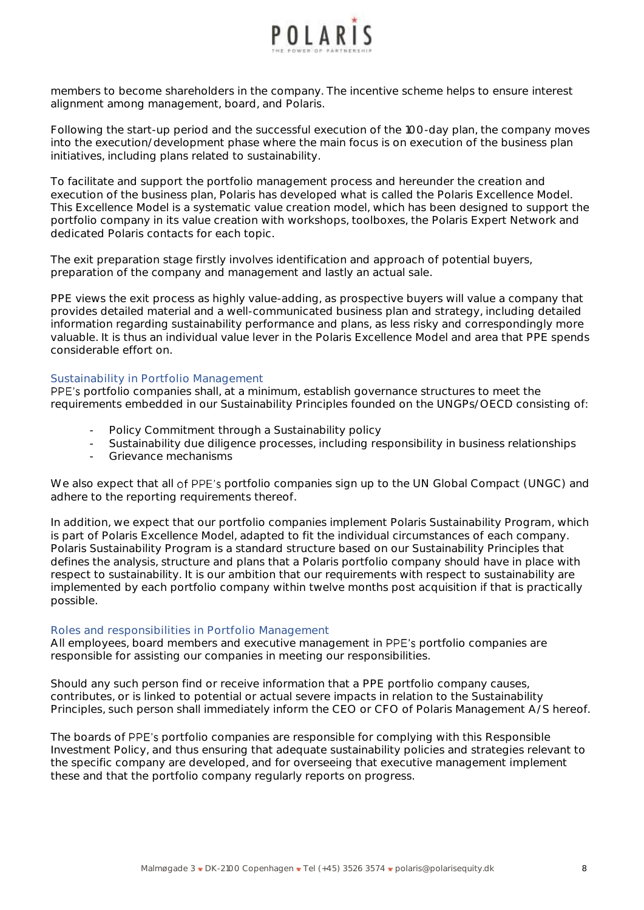members to become shareholders in the company. The incentive scheme helps to ensure interest alignment among management, board, and Polaris.

Following the start-up period and the successful execution of the 100-day plan, the company moves into the execution/development phase where the main focus is on execution of the business plan initiatives, including plans related to sustainability.

To facilitate and support the portfolio management process and hereunder the creation and execution of the business plan, Polaris has developed what is called the Polaris Excellence Model. This Excellence Model is a systematic value creation model, which has been designed to support the portfolio company in its value creation with workshops, toolboxes, the Polaris Expert Network and dedicated Polaris contacts for each topic.

The exit preparation stage firstly involves identification and approach of potential buyers, preparation of the company and management and lastly an actual sale.

PPE views the exit process as highly value-adding, as prospective buyers will value a company that provides detailed material and a well-communicated business plan and strategy, including detailed information regarding sustainability performance and plans, as less risky and correspondingly more valuable. It is thus an individual value lever in the Polaris Excellence Model and area that PPE spends considerable effort on.

### Sustainability in Portfolio Management

PPE's portfolio companies shall, at a minimum, establish governance structures to meet the requirements embedded in our Sustainability Principles founded on the UNGPs/OECD consisting of:

- Policy Commitment through a Sustainability policy
- Sustainability due diligence processes, including responsibility in business relationships
- Grievance mechanisms

We also expect that all of PPE's portfolio companies sign up to the UN Global Compact (UNGC) and adhere to the reporting requirements thereof.

In addition, we expect that our portfolio companies implement Polaris Sustainability Program, which is part of Polaris Excellence Model, adapted to fit the individual circumstances of each company. Polaris Sustainability Program is a standard structure based on our Sustainability Principles that defines the analysis, structure and plans that a Polaris portfolio company should have in place with respect to sustainability. It is our ambition that our requirements with respect to sustainability are implemented by each portfolio company within twelve months post acquisition if that is practically possible.

### Roles and responsibilities in Portfolio Management

All employees, board members and executive management in PPE's portfolio companies are responsible for assisting our companies in meeting our responsibilities.

Should any such person find or receive information that a PPE portfolio company causes, contributes, or is linked to potential or actual severe impacts in relation to the Sustainability Principles, such person shall immediately inform the CEO or CFO of Polaris Management A/S hereof.

The boards of PPE's portfolio companies are responsible for complying with this Responsible Investment Policy, and thus ensuring that adequate sustainability policies and strategies relevant to the specific company are developed, and for overseeing that executive management implement these and that the portfolio company regularly reports on progress.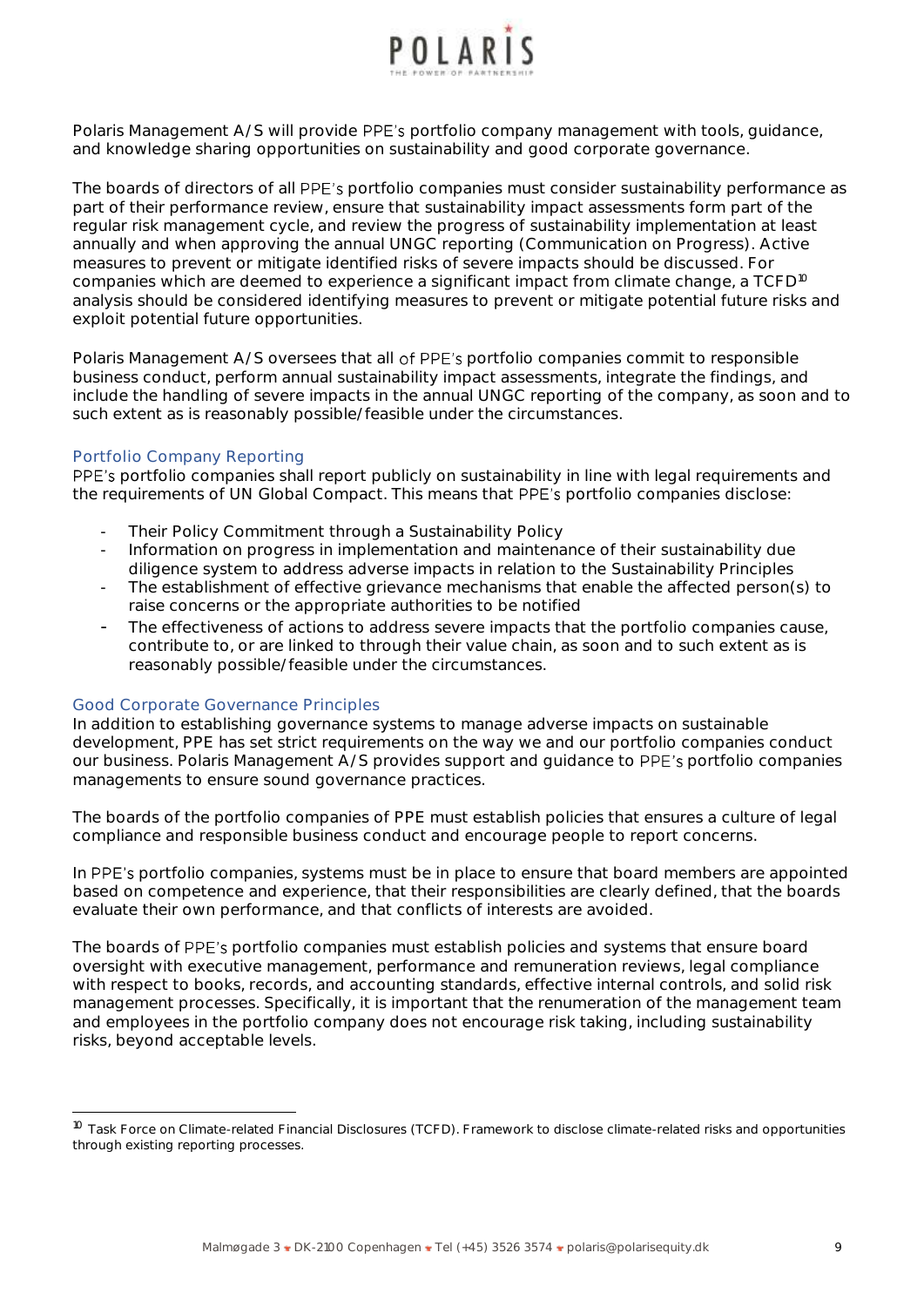Polaris Management A/S will provide PPE's portfolio company management with tools, guidance, and knowledge sharing opportunities on sustainability and good corporate governance.

The boards of directors of all PPE's portfolio companies must consider sustainability performance as part of their performance review, ensure that sustainability impact assessments form part of the regular risk management cycle, and review the progress of sustainability implementation at least annually and when approving the annual UNGC reporting (Communication on Progress). Active measures to prevent or mitigate identified risks of severe impacts should be discussed. For companies which are deemed to experience a significant impact from climate change, a TCFD[10] analysis should be considered identifying measures to prevent or mitigate potential future risks and exploit potential future opportunities.

Polaris Management A/S oversees that all of PPE's portfolio companies commit to responsible business conduct, perform annual sustainability impact assessments, integrate the findings, and include the handling of severe impacts in the annual UNGC reporting of the company, as soon and to such extent as is reasonably possible/feasible under the circumstances.

### Portfolio Company Reporting

PPE's portfolio companies shall report publicly on sustainability in line with legal requirements and the requirements of UN Global Compact. This means that PPE's portfolio companies disclose:

- Their Policy Commitment through a Sustainability Policy
- Information on progress in implementation and maintenance of their sustainability due diligence system to address adverse impacts in relation to the Sustainability Principles
- The establishment of effective grievance mechanisms that enable the affected person(s) to raise concerns or the appropriate authorities to be notified
- The effectiveness of actions to address severe impacts that the portfolio companies cause, contribute to, or are linked to through their value chain, as soon and to such extent as is reasonably possible/feasible under the circumstances.

### Good Corporate Governance Principles

In addition to establishing governance systems to manage adverse impacts on sustainable development, PPE has set strict requirements on the way we and our portfolio companies conduct our business. Polaris Management A/S provides support and guidance to PPE's portfolio companies managements to ensure sound governance practices.

The boards of the portfolio companies of PPE must establish policies that ensures a culture of legal compliance and responsible business conduct and encourage people to report concerns.

In PPE's portfolio companies, systems must be in place to ensure that board members are appointed based on competence and experience, that their responsibilities are clearly defined, that the boards evaluate their own performance, and that conflicts of interests are avoided.

The boards of PPE's portfolio companies must establish policies and systems that ensure board oversight with executive management, performance and remuneration reviews, legal compliance with respect to books, records, and accounting standards, effective internal controls, and solid risk management processes. Specifically, it is important that the renumeration of the management team and employees in the portfolio company does not encourage risk taking, including sustainability risks, beyond acceptable levels.

---

[10] Task Force on Climate-related Financial Disclosures (TCFD). Framework to disclose climate-related risks and opportunities through existing reporting processes.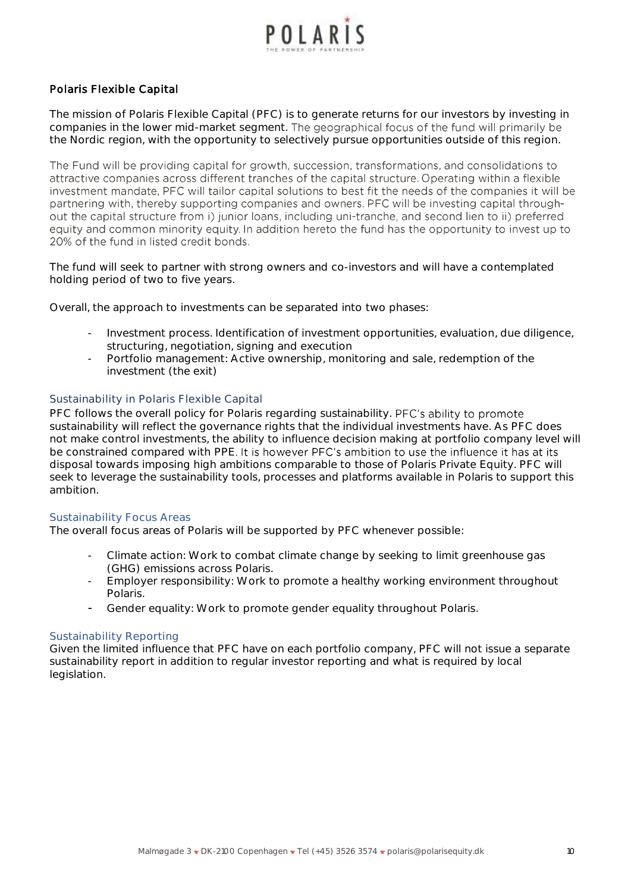## Polaris Flexible Capital

The mission of Polaris Flexible Capital (PFC) is to generate returns for our investors by investing in companies in the lower mid-market segment. The geographical focus of the fund will primarily be the Nordic region, with the opportunity to selectively pursue opportunities outside of this region.

The Fund will be providing capital for growth, succession, transformations, and consolidations to attractive companies across different tranches of the capital structure. Operating within a flexible investment mandate, PFC will tailor capital solutions to best fit the needs of the companies it will be partnering with, thereby supporting companies and owners. PFC will be investing capital throughout the capital structure from i) junior loans, including uni-tranche, and second lien to ii) preferred equity and common minority equity. In addition hereto the fund has the opportunity to invest up to 20% of the fund in listed credit bonds.

The fund will seek to partner with strong owners and co-investors and will have a contemplated holding period of two to five years.

Overall, the approach to investments can be separated into two phases:

- Investment process. Identification of investment opportunities, evaluation, due diligence, structuring, negotiation, signing and execution
- Portfolio management: Active ownership, monitoring and sale, redemption of the investment (the exit)

### Sustainability in Polaris Flexible Capital

PFC follows the overall policy for Polaris regarding sustainability. PFC's ability to promote sustainability will reflect the governance rights that the individual investments have. As PFC does not make control investments, the ability to influence decision making at portfolio company level will be constrained compared with PPE. It is however PFC's ambition to use the influence it has at its disposal towards imposing high ambitions comparable to those of Polaris Private Equity. PFC will seek to leverage the sustainability tools, processes and platforms available in Polaris to support this ambition.

### Sustainability Focus Areas

The overall focus areas of Polaris will be supported by PFC whenever possible:

- Climate action: Work to combat climate change by seeking to limit greenhouse gas (GHG) emissions across Polaris.
- Employer responsibility: Work to promote a healthy working environment throughout Polaris.
- Gender equality: Work to promote gender equality throughout Polaris.

### Sustainability Reporting

Given the limited influence that PFC have on each portfolio company, PFC will not issue a separate sustainability report in addition to regular investor reporting and what is required by local legislation.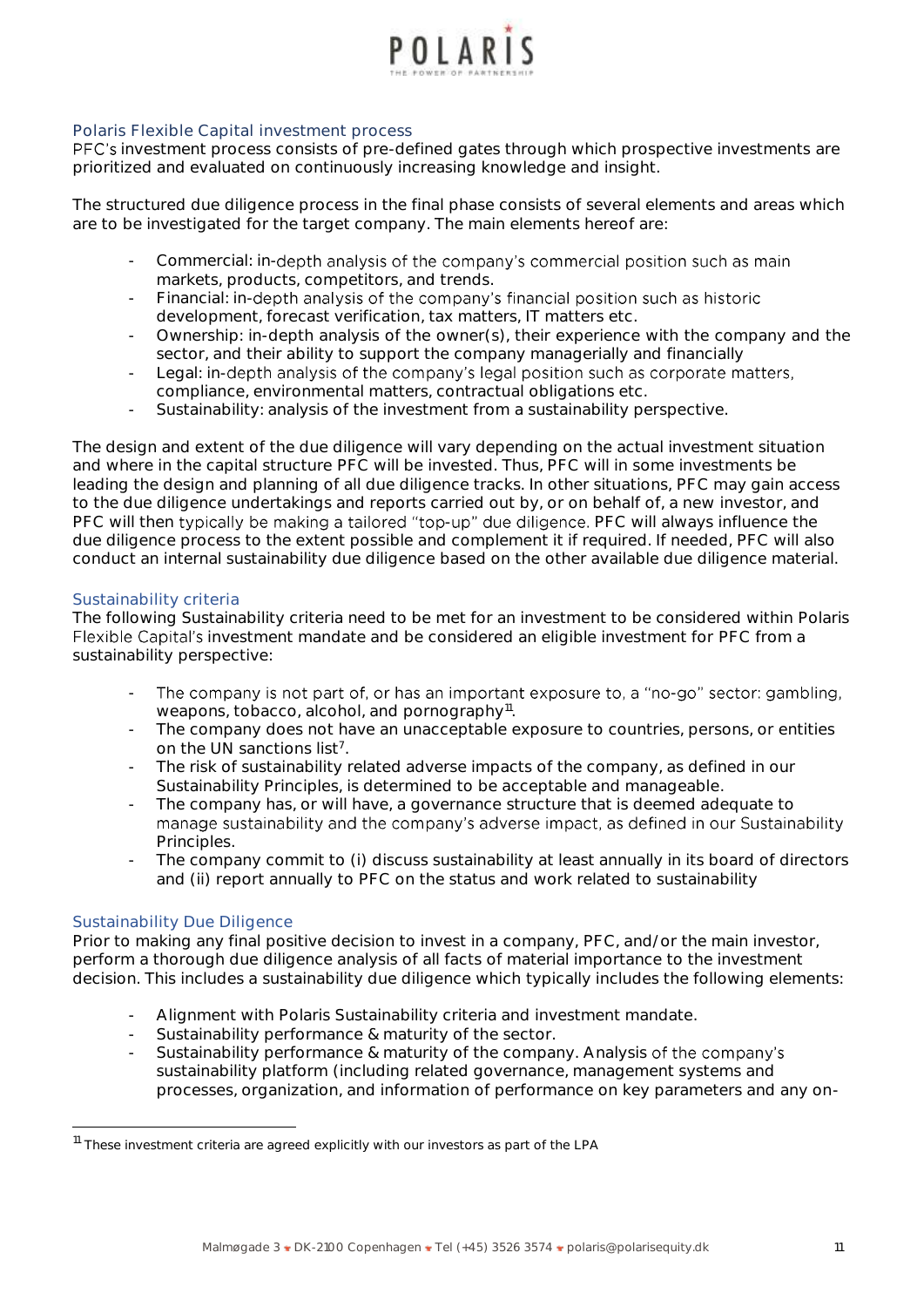## Polaris Flexible Capital investment process

PFC's investment process consists of pre-defined gates through which prospective investments are prioritized and evaluated on continuously increasing knowledge and insight.

The structured due diligence process in the final phase consists of several elements and areas which are to be investigated for the target company. The main elements hereof are:

- Commercial: in-depth analysis of the company's commercial position such as main markets, products, competitors, and trends.
- Financial: in-depth analysis of the company's financial position such as historic development, forecast verification, tax matters, IT matters etc.
- Ownership: in-depth analysis of the owner(s), their experience with the company and the sector, and their ability to support the company managerially and financially
- Legal: in-depth analysis of the company's legal position such as corporate matters, compliance, environmental matters, contractual obligations etc.
- Sustainability: analysis of the investment from a sustainability perspective.

The design and extent of the due diligence will vary depending on the actual investment situation and where in the capital structure PFC will be invested. Thus, PFC will in some investments be leading the design and planning of all due diligence tracks. In other situations, PFC may gain access to the due diligence undertakings and reports carried out by, or on behalf of, a new investor, and PFC will then typically be making a tailored "top-up" due diligence. PFC will always influence the due diligence process to the extent possible and complement it if required. If needed, PFC will also conduct an internal sustainability due diligence based on the other available due diligence material.

## Sustainability criteria

The following Sustainability criteria need to be met for an investment to be considered within Polaris Flexible Capital's investment mandate and be considered an eligible investment for PFC from a sustainability perspective:

- The company is not part of, or has an important exposure to, a "no-go" sector: gambling, weapons, tobacco, alcohol, and pornography[11].
- The company does not have an unacceptable exposure to countries, persons, or entities on the UN sanctions list[7].
- The risk of sustainability related adverse impacts of the company, as defined in our Sustainability Principles, is determined to be acceptable and manageable.
- The company has, or will have, a governance structure that is deemed adequate to manage sustainability and the company's adverse impact, as defined in our Sustainability Principles.
- The company commit to (i) discuss sustainability at least annually in its board of directors and (ii) report annually to PFC on the status and work related to sustainability

## Sustainability Due Diligence

Prior to making any final positive decision to invest in a company, PFC, and/or the main investor, perform a thorough due diligence analysis of all facts of material importance to the investment decision. This includes a sustainability due diligence which typically includes the following elements:

- Alignment with Polaris Sustainability criteria and investment mandate.
- Sustainability performance & maturity of the sector.
- Sustainability performance & maturity of the company. Analysis of the company's sustainability platform (including related governance, management systems and processes, organization, and information of performance on key parameters and any on-

[11] These investment criteria are agreed explicitly with our investors as part of the LPA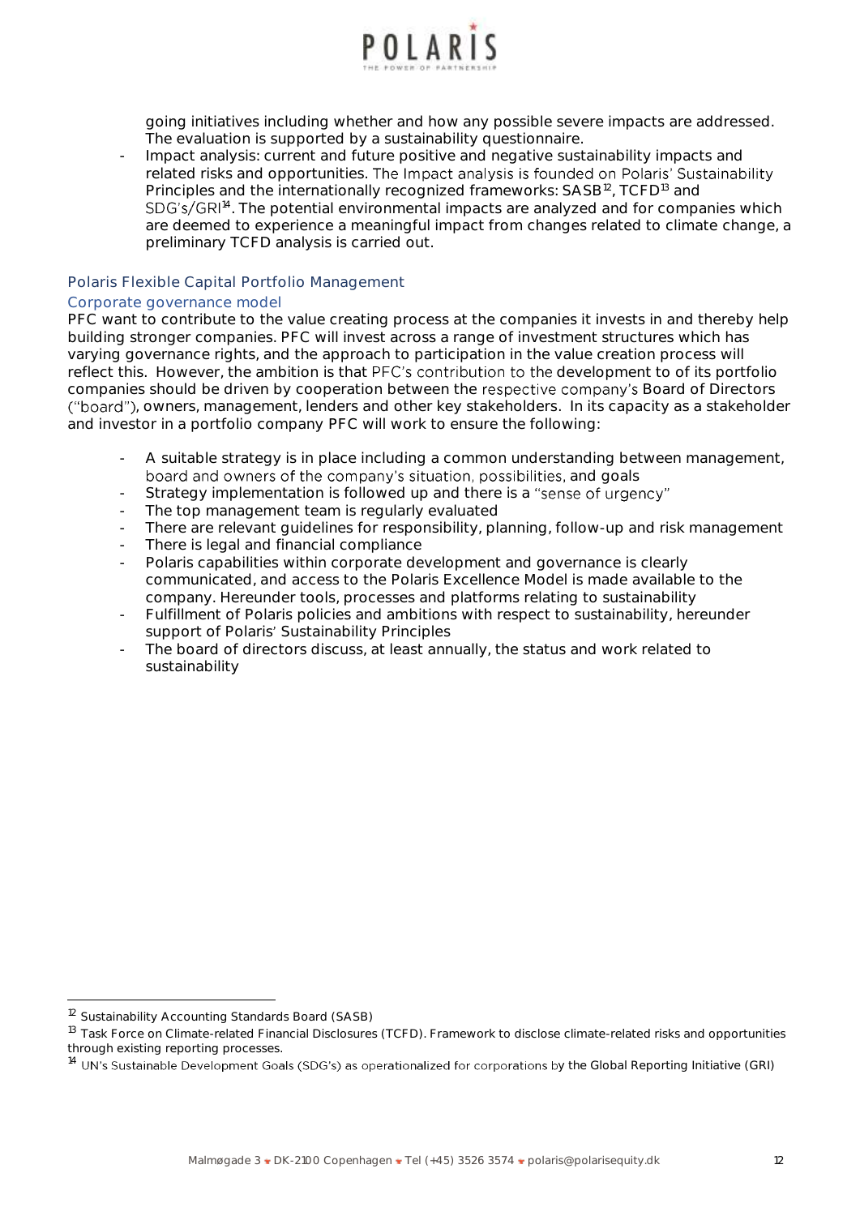going initiatives including whether and how any possible severe impacts are addressed. The evaluation is supported by a sustainability questionnaire.

- Impact analysis: current and future positive and negative sustainability impacts and related risks and opportunities. The Impact analysis is founded on Polaris' Sustainability Principles and the internationally recognized frameworks: SASB[12], TCFD[13] and SDG's/GRI[14]. The potential environmental impacts are analyzed and for companies which are deemed to experience a meaningful impact from changes related to climate change, a preliminary TCFD analysis is carried out.

## Polaris Flexible Capital Portfolio Management

### Corporate governance model

PFC want to contribute to the value creating process at the companies it invests in and thereby help building stronger companies. PFC will invest across a range of investment structures which has varying governance rights, and the approach to participation in the value creation process will reflect this. However, the ambition is that PFC's contribution to the development to of its portfolio companies should be driven by cooperation between the respective company's Board of Directors ("board"), owners, management, lenders and other key stakeholders. In its capacity as a stakeholder and investor in a portfolio company PFC will work to ensure the following:

- A suitable strategy is in place including a common understanding between management, board and owners of the company's situation, possibilities, and goals
- Strategy implementation is followed up and there is a "sense of urgency"
- The top management team is regularly evaluated
- There are relevant guidelines for responsibility, planning, follow-up and risk management
- There is legal and financial compliance
- Polaris capabilities within corporate development and governance is clearly communicated, and access to the Polaris Excellence Model is made available to the company. Hereunder tools, processes and platforms relating to sustainability
- Fulfillment of Polaris policies and ambitions with respect to sustainability, hereunder support of Polaris' Sustainability Principles
- The board of directors discuss, at least annually, the status and work related to sustainability

---

[12] Sustainability Accounting Standards Board (SASB)

[13] Task Force on Climate-related Financial Disclosures (TCFD). Framework to disclose climate-related risks and opportunities through existing reporting processes.

[14] UN's Sustainable Development Goals (SDG's) as operationalized for corporations by the Global Reporting Initiative (GRI)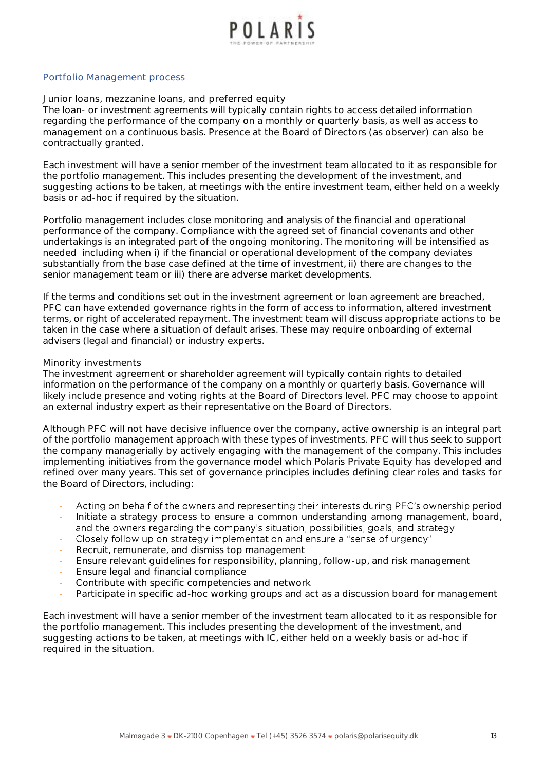## Portfolio Management process

### Junior loans, mezzanine loans, and preferred equity

The loan- or investment agreements will typically contain rights to access detailed information regarding the performance of the company on a monthly or quarterly basis, as well as access to management on a continuous basis. Presence at the Board of Directors (as observer) can also be contractually granted.

Each investment will have a senior member of the investment team allocated to it as responsible for the portfolio management. This includes presenting the development of the investment, and suggesting actions to be taken, at meetings with the entire investment team, either held on a weekly basis or ad-hoc if required by the situation.

Portfolio management includes close monitoring and analysis of the financial and operational performance of the company. Compliance with the agreed set of financial covenants and other undertakings is an integrated part of the ongoing monitoring. The monitoring will be intensified as needed including when i) if the financial or operational development of the company deviates substantially from the base case defined at the time of investment, ii) there are changes to the senior management team or iii) there are adverse market developments.

If the terms and conditions set out in the investment agreement or loan agreement are breached, PFC can have extended governance rights in the form of access to information, altered investment terms, or right of accelerated repayment. The investment team will discuss appropriate actions to be taken in the case where a situation of default arises. These may require onboarding of external advisers (legal and financial) or industry experts.

### Minority investments

The investment agreement or shareholder agreement will typically contain rights to detailed information on the performance of the company on a monthly or quarterly basis. Governance will likely include presence and voting rights at the Board of Directors level. PFC may choose to appoint an external industry expert as their representative on the Board of Directors.

Although PFC will not have decisive influence over the company, active ownership is an integral part of the portfolio management approach with these types of investments. PFC will thus seek to support the company managerially by actively engaging with the management of the company. This includes implementing initiatives from the governance model which Polaris Private Equity has developed and refined over many years. This set of governance principles includes defining clear roles and tasks for the Board of Directors, including:

- Acting on behalf of the owners and representing their interests during PFC's ownership period
- Initiate a strategy process to ensure a common understanding among management, board, and the owners regarding the company's situation, possibilities, goals, and strategy
- Closely follow up on strategy implementation and ensure a "sense of urgency"
- Recruit, remunerate, and dismiss top management
- Ensure relevant guidelines for responsibility, planning, follow-up, and risk management
- Ensure legal and financial compliance
- Contribute with specific competencies and network
- Participate in specific ad-hoc working groups and act as a discussion board for management

Each investment will have a senior member of the investment team allocated to it as responsible for the portfolio management. This includes presenting the development of the investment, and suggesting actions to be taken, at meetings with IC, either held on a weekly basis or ad-hoc if required in the situation.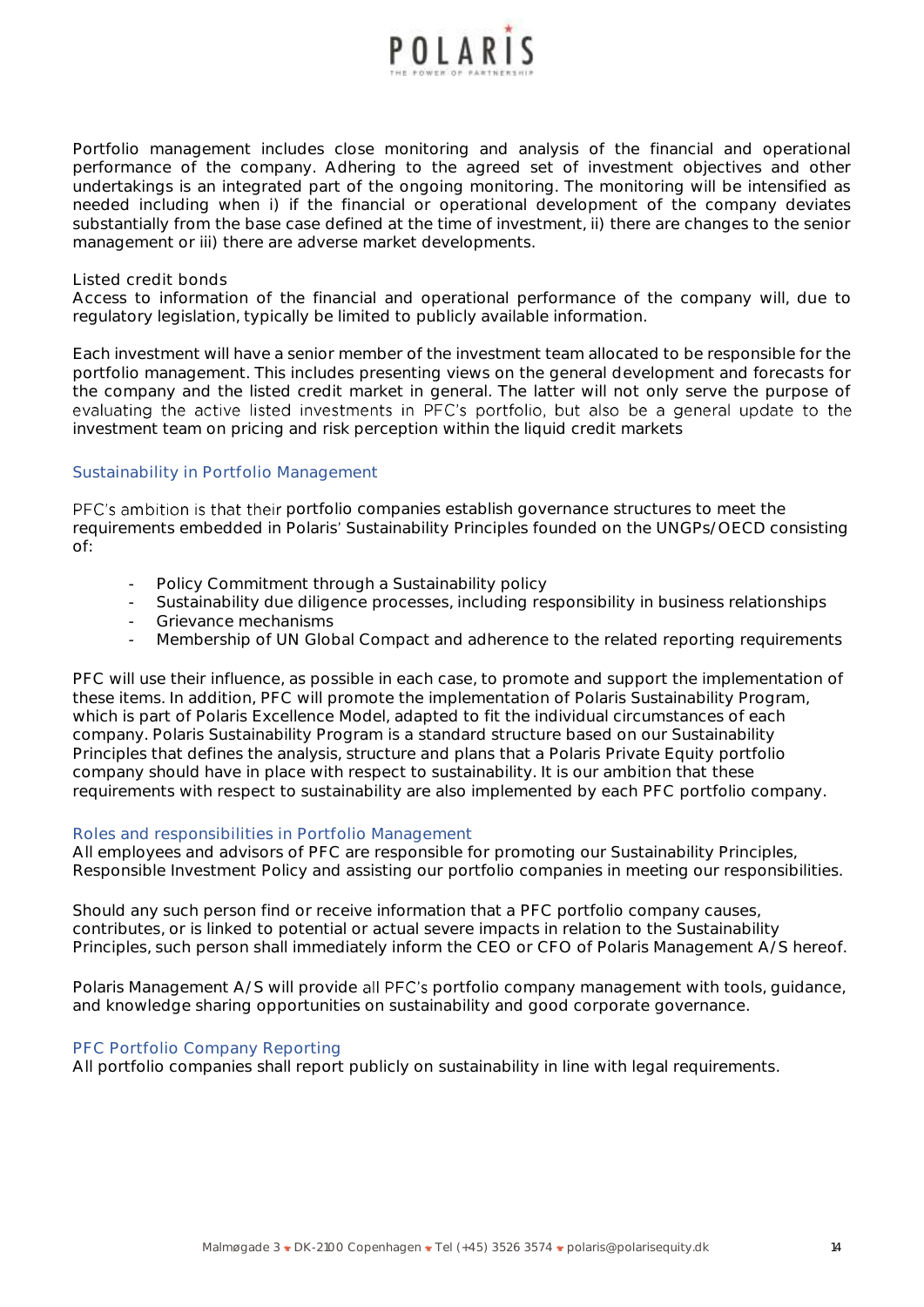Portfolio management includes close monitoring and analysis of the financial and operational performance of the company. Adhering to the agreed set of investment objectives and other undertakings is an integrated part of the ongoing monitoring. The monitoring will be intensified as needed including when i) if the financial or operational development of the company deviates substantially from the base case defined at the time of investment, ii) there are changes to the senior management or iii) there are adverse market developments.

Listed credit bonds
Access to information of the financial and operational performance of the company will, due to regulatory legislation, typically be limited to publicly available information.

Each investment will have a senior member of the investment team allocated to be responsible for the portfolio management. This includes presenting views on the general development and forecasts for the company and the listed credit market in general. The latter will not only serve the purpose of evaluating the active listed investments in PFC's portfolio, but also be a general update to the investment team on pricing and risk perception within the liquid credit markets

### Sustainability in Portfolio Management

PFC's ambition is that their portfolio companies establish governance structures to meet the requirements embedded in Polaris' Sustainability Principles founded on the UNGPs/OECD consisting of:

- Policy Commitment through a Sustainability policy
- Sustainability due diligence processes, including responsibility in business relationships
- Grievance mechanisms
- Membership of UN Global Compact and adherence to the related reporting requirements

PFC will use their influence, as possible in each case, to promote and support the implementation of these items. In addition, PFC will promote the implementation of Polaris Sustainability Program, which is part of Polaris Excellence Model, adapted to fit the individual circumstances of each company. Polaris Sustainability Program is a standard structure based on our Sustainability Principles that defines the analysis, structure and plans that a Polaris Private Equity portfolio company should have in place with respect to sustainability. It is our ambition that these requirements with respect to sustainability are also implemented by each PFC portfolio company.

### Roles and responsibilities in Portfolio Management

All employees and advisors of PFC are responsible for promoting our Sustainability Principles, Responsible Investment Policy and assisting our portfolio companies in meeting our responsibilities.

Should any such person find or receive information that a PFC portfolio company causes, contributes, or is linked to potential or actual severe impacts in relation to the Sustainability Principles, such person shall immediately inform the CEO or CFO of Polaris Management A/S hereof.

Polaris Management A/S will provide all PFC's portfolio company management with tools, guidance, and knowledge sharing opportunities on sustainability and good corporate governance.

### PFC Portfolio Company Reporting

All portfolio companies shall report publicly on sustainability in line with legal requirements.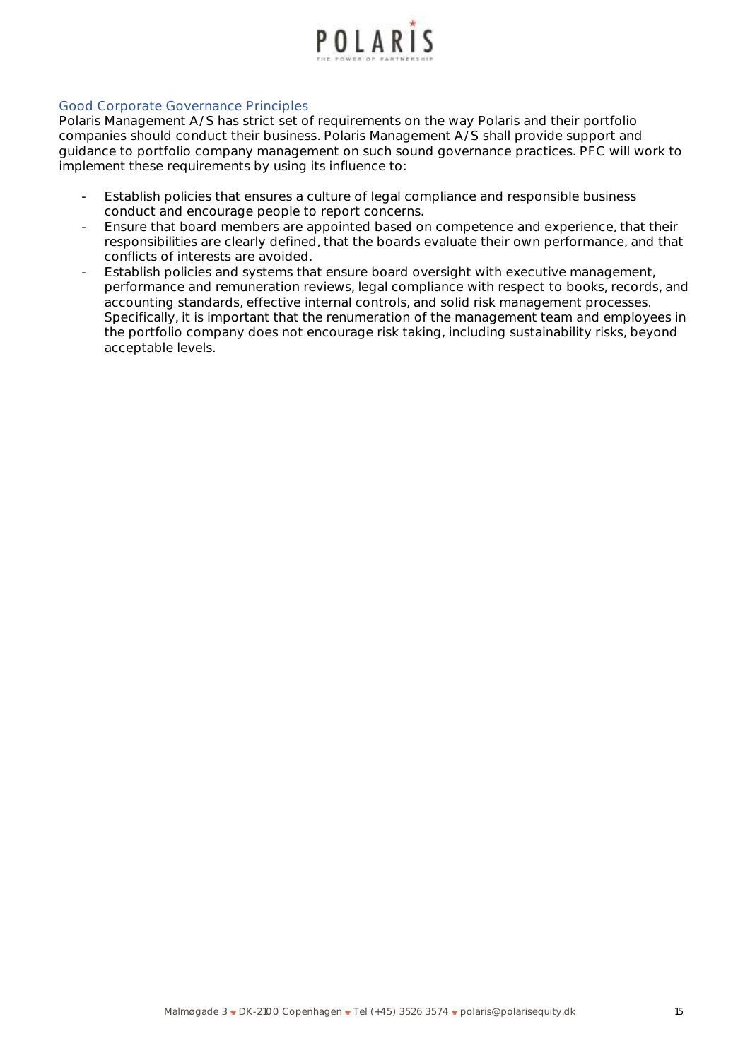## Good Corporate Governance Principles

Polaris Management A/S has strict set of requirements on the way Polaris and their portfolio companies should conduct their business. Polaris Management A/S shall provide support and guidance to portfolio company management on such sound governance practices. PFC will work to implement these requirements by using its influence to:

- Establish policies that ensures a culture of legal compliance and responsible business conduct and encourage people to report concerns.
- Ensure that board members are appointed based on competence and experience, that their responsibilities are clearly defined, that the boards evaluate their own performance, and that conflicts of interests are avoided.
- Establish policies and systems that ensure board oversight with executive management, performance and remuneration reviews, legal compliance with respect to books, records, and accounting standards, effective internal controls, and solid risk management processes. Specifically, it is important that the renumeration of the management team and employees in the portfolio company does not encourage risk taking, including sustainability risks, beyond acceptable levels.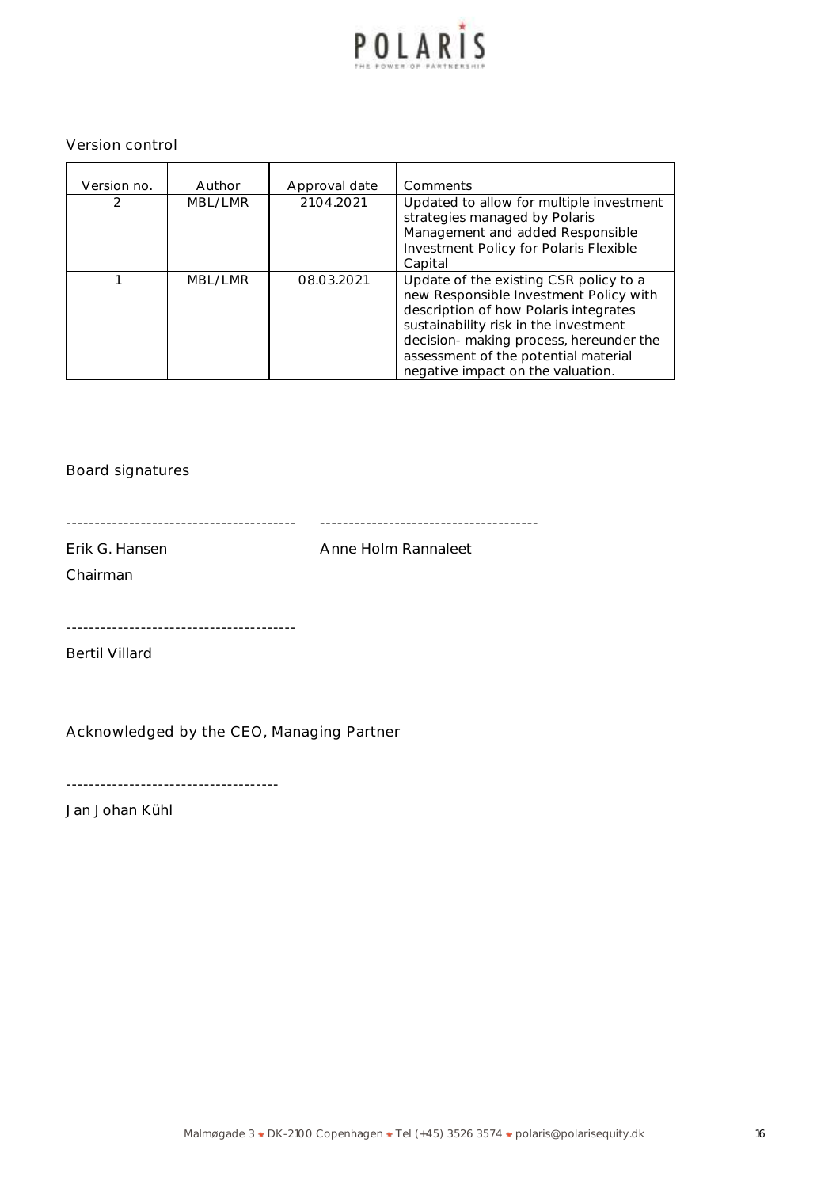Version control

| Version no. | Author | Approval date | Comments |
|---|---|---|---|
| 2 | MBL/LMR | 2104.2021 | Updated to allow for multiple investment strategies managed by Polaris Management and added Responsible Investment Policy for Polaris Flexible Capital |
| 1 | MBL/LMR | 08.03.2021 | Update of the existing CSR policy to a new Responsible Investment Policy with description of how Polaris integrates sustainability risk in the investment decision- making process, hereunder the assessment of the potential material negative impact on the valuation. |

Board signatures

---------------------------------------- --------------------------------------

Erik G. Hansen Anne Holm Rannaleet

Chairman

----------------------------------------

Bertil Villard

Acknowledged by the CEO, Managing Partner

-------------------------------------

Jan Johan Kühl